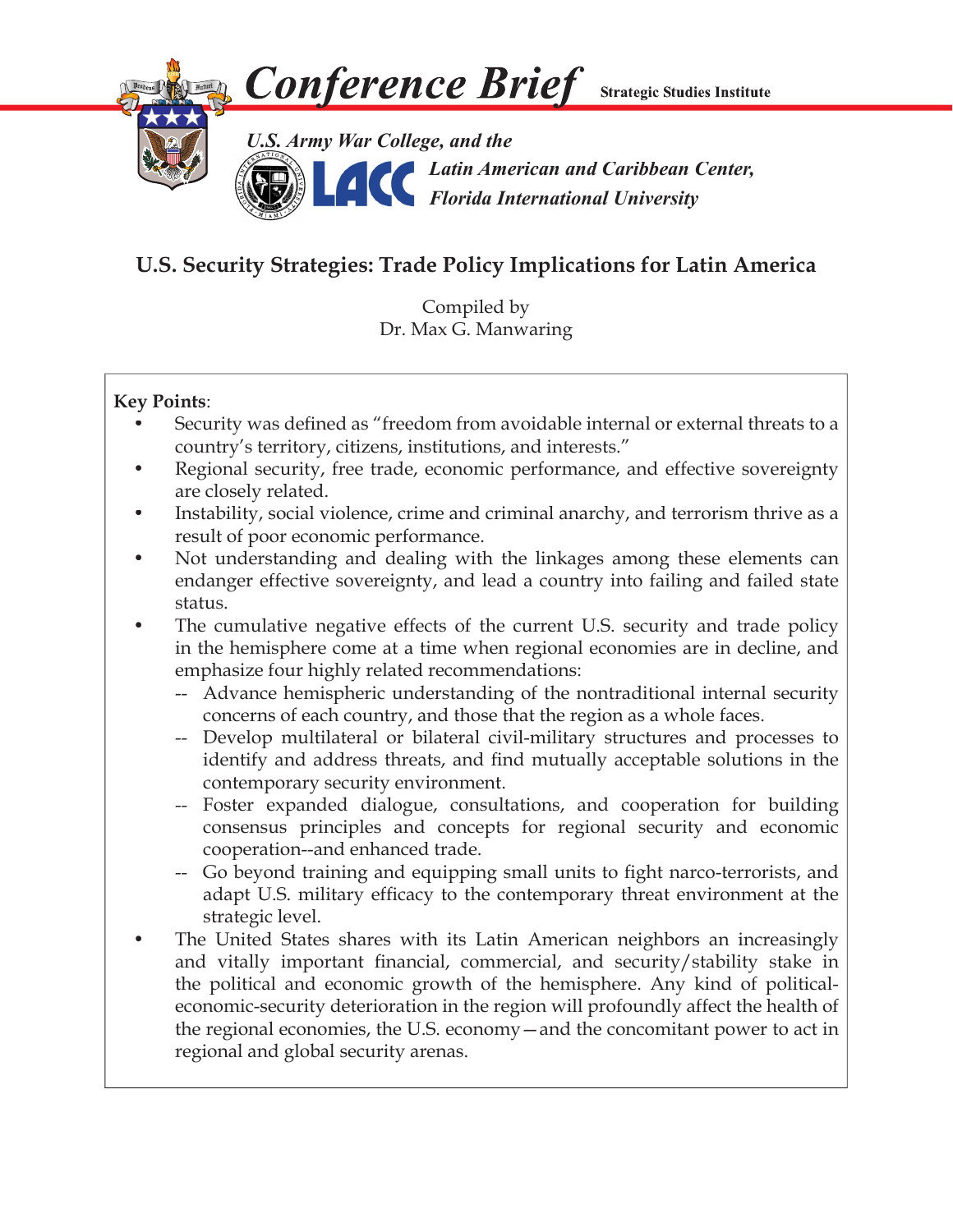# Conference Brief

**Strategic Studies Institute**

*U.S. Army War College, and the*

*Latin American and Caribbean Center, Florida International University*

## U.S. Security Strategies: Trade Policy Implications for Latin America

Compiled by
Dr. Max G. Manwaring

**Key Points**:

- Security was defined as "freedom from avoidable internal or external threats to a country's territory, citizens, institutions, and interests."
- Regional security, free trade, economic performance, and effective sovereignty are closely related.
- Instability, social violence, crime and criminal anarchy, and terrorism thrive as a result of poor economic performance.
- Not understanding and dealing with the linkages among these elements can endanger effective sovereignty, and lead a country into failing and failed state status.
- The cumulative negative effects of the current U.S. security and trade policy in the hemisphere come at a time when regional economies are in decline, and emphasize four highly related recommendations:
  - Advance hemispheric understanding of the nontraditional internal security concerns of each country, and those that the region as a whole faces.
  - Develop multilateral or bilateral civil-military structures and processes to identify and address threats, and find mutually acceptable solutions in the contemporary security environment.
  - Foster expanded dialogue, consultations, and cooperation for building consensus principles and concepts for regional security and economic cooperation--and enhanced trade.
  - Go beyond training and equipping small units to fight narco-terrorists, and adapt U.S. military efficacy to the contemporary threat environment at the strategic level.
- The United States shares with its Latin American neighbors an increasingly and vitally important financial, commercial, and security/stability stake in the political and economic growth of the hemisphere. Any kind of political-economic-security deterioration in the region will profoundly affect the health of the regional economies, the U.S. economy—and the concomitant power to act in regional and global security arenas.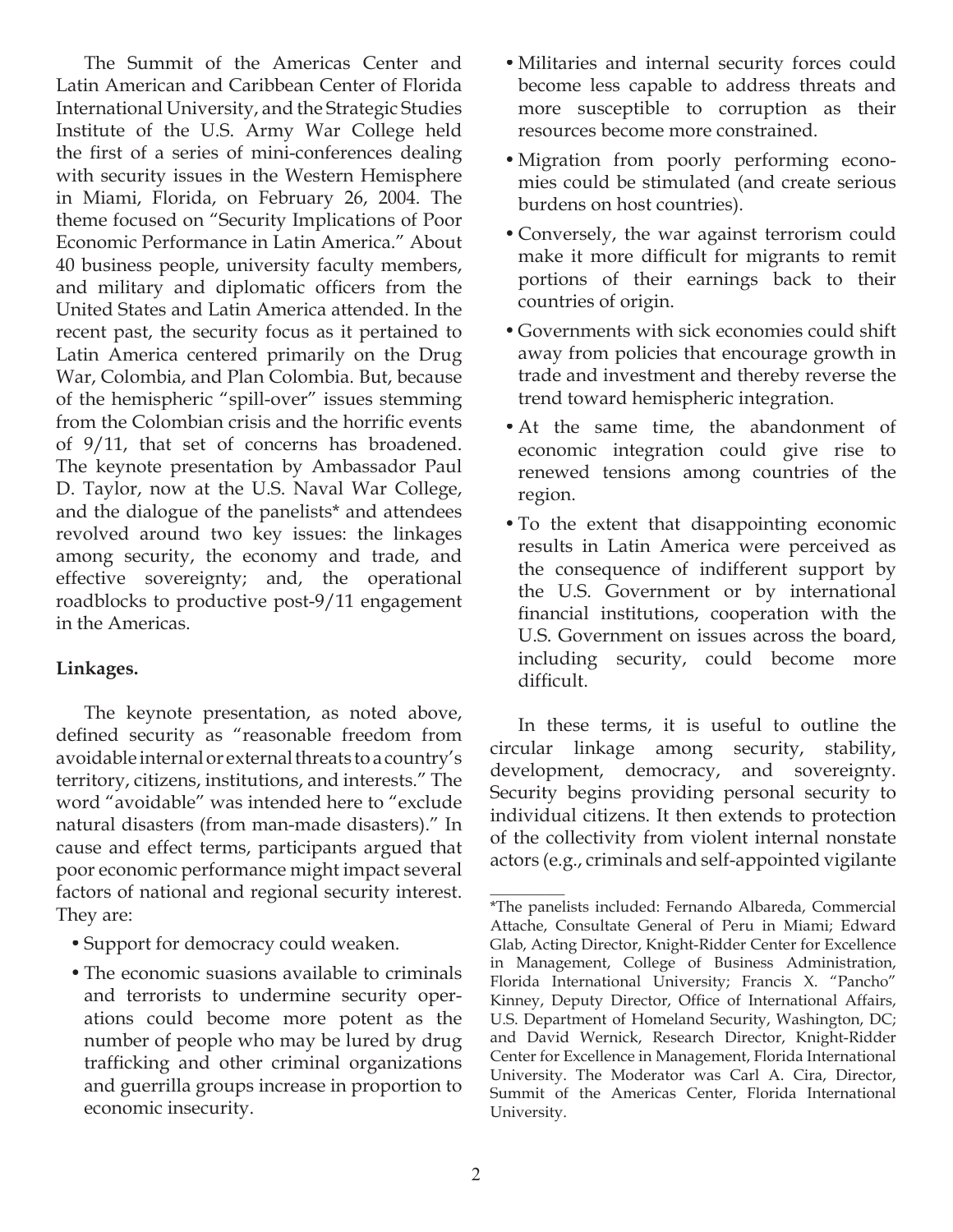The Summit of the Americas Center and Latin American and Caribbean Center of Florida International University, and the Strategic Studies Institute of the U.S. Army War College held the first of a series of mini-conferences dealing with security issues in the Western Hemisphere in Miami, Florida, on February 26, 2004. The theme focused on "Security Implications of Poor Economic Performance in Latin America." About 40 business people, university faculty members, and military and diplomatic officers from the United States and Latin America attended. In the recent past, the security focus as it pertained to Latin America centered primarily on the Drug War, Colombia, and Plan Colombia. But, because of the hemispheric "spill-over" issues stemming from the Colombian crisis and the horrific events of 9/11, that set of concerns has broadened. The keynote presentation by Ambassador Paul D. Taylor, now at the U.S. Naval War College, and the dialogue of the panelists* and attendees revolved around two key issues: the linkages among security, the economy and trade, and effective sovereignty; and, the operational roadblocks to productive post-9/11 engagement in the Americas.

**Linkages.**

The keynote presentation, as noted above, defined security as "reasonable freedom from avoidable internal or external threats to a country's territory, citizens, institutions, and interests." The word "avoidable" was intended here to "exclude natural disasters (from man-made disasters)." In cause and effect terms, participants argued that poor economic performance might impact several factors of national and regional security interest. They are:

- Support for democracy could weaken.
- The economic suasions available to criminals and terrorists to undermine security operations could become more potent as the number of people who may be lured by drug trafficking and other criminal organizations and guerrilla groups increase in proportion to economic insecurity.
- Militaries and internal security forces could become less capable to address threats and more susceptible to corruption as their resources become more constrained.
- Migration from poorly performing economies could be stimulated (and create serious burdens on host countries).
- Conversely, the war against terrorism could make it more difficult for migrants to remit portions of their earnings back to their countries of origin.
- Governments with sick economies could shift away from policies that encourage growth in trade and investment and thereby reverse the trend toward hemispheric integration.
- At the same time, the abandonment of economic integration could give rise to renewed tensions among countries of the region.
- To the extent that disappointing economic results in Latin America were perceived as the consequence of indifferent support by the U.S. Government or by international financial institutions, cooperation with the U.S. Government on issues across the board, including security, could become more difficult.

In these terms, it is useful to outline the circular linkage among security, stability, development, democracy, and sovereignty. Security begins providing personal security to individual citizens. It then extends to protection of the collectivity from violent internal nonstate actors (e.g., criminals and self-appointed vigilante

---

*The panelists included: Fernando Albareda, Commercial Attache, Consultate General of Peru in Miami; Edward Glab, Acting Director, Knight-Ridder Center for Excellence in Management, College of Business Administration, Florida International University; Francis X. "Pancho" Kinney, Deputy Director, Office of International Affairs, U.S. Department of Homeland Security, Washington, DC; and David Wernick, Research Director, Knight-Ridder Center for Excellence in Management, Florida International University. The Moderator was Carl A. Cira, Director, Summit of the Americas Center, Florida International University.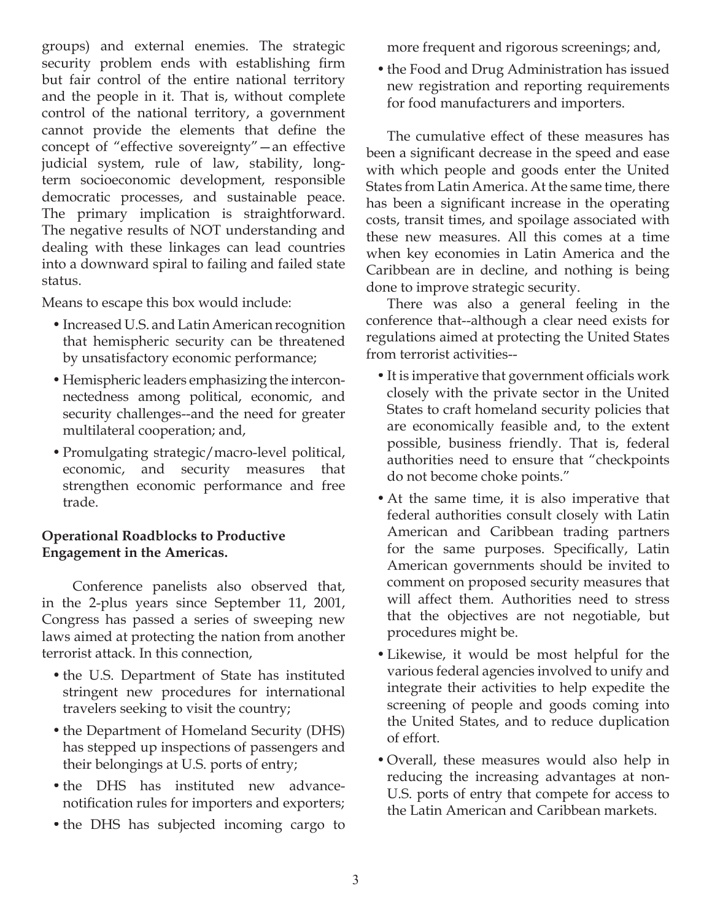groups) and external enemies. The strategic security problem ends with establishing firm but fair control of the entire national territory and the people in it. That is, without complete control of the national territory, a government cannot provide the elements that define the concept of "effective sovereignty"—an effective judicial system, rule of law, stability, long-term socioeconomic development, responsible democratic processes, and sustainable peace. The primary implication is straightforward. The negative results of NOT understanding and dealing with these linkages can lead countries into a downward spiral to failing and failed state status.

Means to escape this box would include:

- Increased U.S. and Latin American recognition that hemispheric security can be threatened by unsatisfactory economic performance;
- Hemispheric leaders emphasizing the interconnectedness among political, economic, and security challenges--and the need for greater multilateral cooperation; and,
- Promulgating strategic/macro-level political, economic, and security measures that strengthen economic performance and free trade.

**Operational Roadblocks to Productive Engagement in the Americas.**

Conference panelists also observed that, in the 2-plus years since September 11, 2001, Congress has passed a series of sweeping new laws aimed at protecting the nation from another terrorist attack. In this connection,

- the U.S. Department of State has instituted stringent new procedures for international travelers seeking to visit the country;
- the Department of Homeland Security (DHS) has stepped up inspections of passengers and their belongings at U.S. ports of entry;
- the DHS has instituted new advance-notification rules for importers and exporters;
- the DHS has subjected incoming cargo to more frequent and rigorous screenings; and,
- the Food and Drug Administration has issued new registration and reporting requirements for food manufacturers and importers.

The cumulative effect of these measures has been a significant decrease in the speed and ease with which people and goods enter the United States from Latin America. At the same time, there has been a significant increase in the operating costs, transit times, and spoilage associated with these new measures. All this comes at a time when key economies in Latin America and the Caribbean are in decline, and nothing is being done to improve strategic security.

There was also a general feeling in the conference that--although a clear need exists for regulations aimed at protecting the United States from terrorist activities--

- It is imperative that government officials work closely with the private sector in the United States to craft homeland security policies that are economically feasible and, to the extent possible, business friendly. That is, federal authorities need to ensure that "checkpoints do not become choke points."
- At the same time, it is also imperative that federal authorities consult closely with Latin American and Caribbean trading partners for the same purposes. Specifically, Latin American governments should be invited to comment on proposed security measures that will affect them. Authorities need to stress that the objectives are not negotiable, but procedures might be.
- Likewise, it would be most helpful for the various federal agencies involved to unify and integrate their activities to help expedite the screening of people and goods coming into the United States, and to reduce duplication of effort.
- Overall, these measures would also help in reducing the increasing advantages at non-U.S. ports of entry that compete for access to the Latin American and Caribbean markets.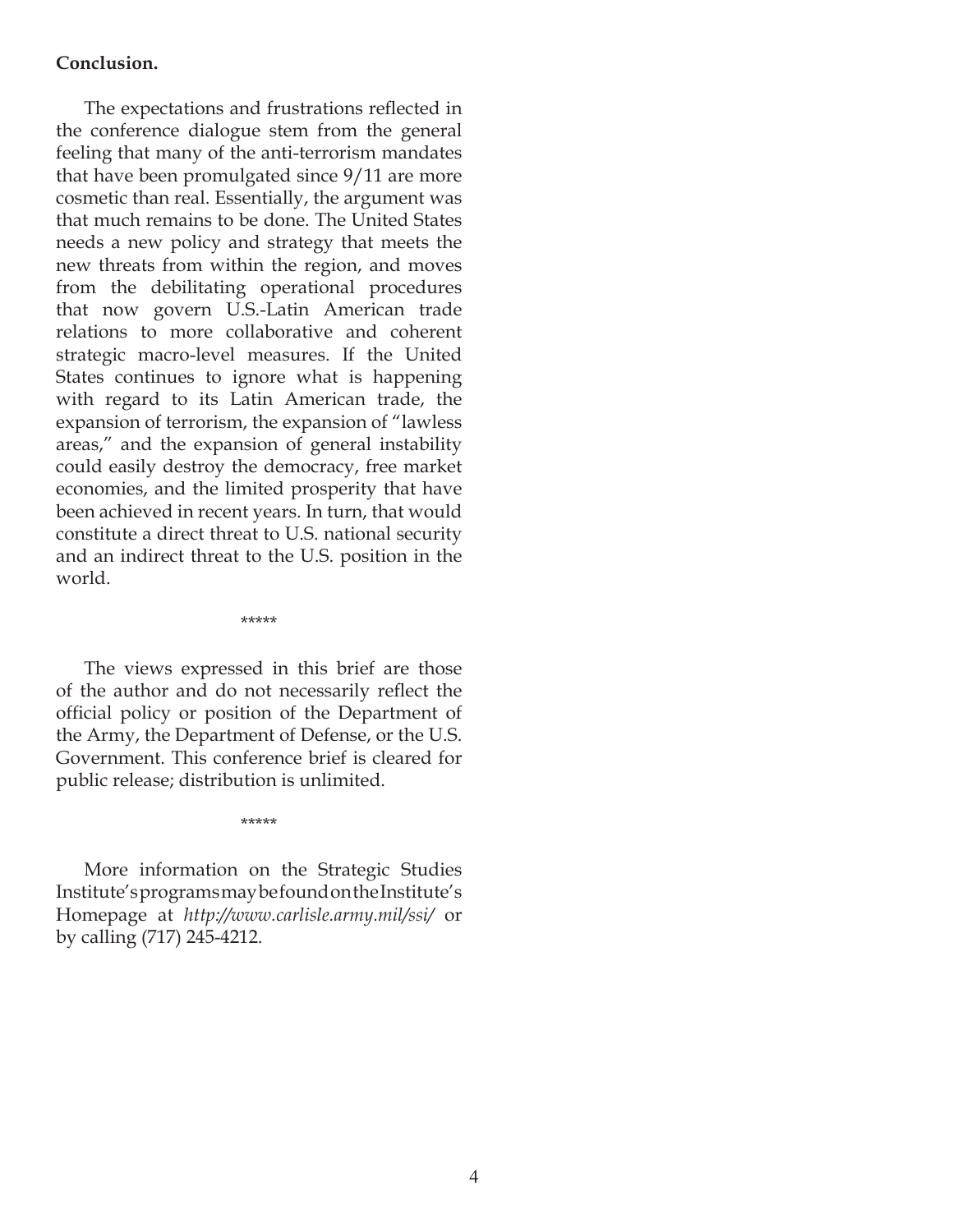**Conclusion.**

The expectations and frustrations reflected in the conference dialogue stem from the general feeling that many of the anti-terrorism mandates that have been promulgated since 9/11 are more cosmetic than real. Essentially, the argument was that much remains to be done. The United States needs a new policy and strategy that meets the new threats from within the region, and moves from the debilitating operational procedures that now govern U.S.-Latin American trade relations to more collaborative and coherent strategic macro-level measures. If the United States continues to ignore what is happening with regard to its Latin American trade, the expansion of terrorism, the expansion of "lawless areas," and the expansion of general instability could easily destroy the democracy, free market economies, and the limited prosperity that have been achieved in recent years. In turn, that would constitute a direct threat to U.S. national security and an indirect threat to the U.S. position in the world.

*****

The views expressed in this brief are those of the author and do not necessarily reflect the official policy or position of the Department of the Army, the Department of Defense, or the U.S. Government. This conference brief is cleared for public release; distribution is unlimited.

*****

More information on the Strategic Studies Institute's programs may be found on the Institute's Homepage at *http://www.carlisle.army.mil/ssi/* or by calling (717) 245-4212.